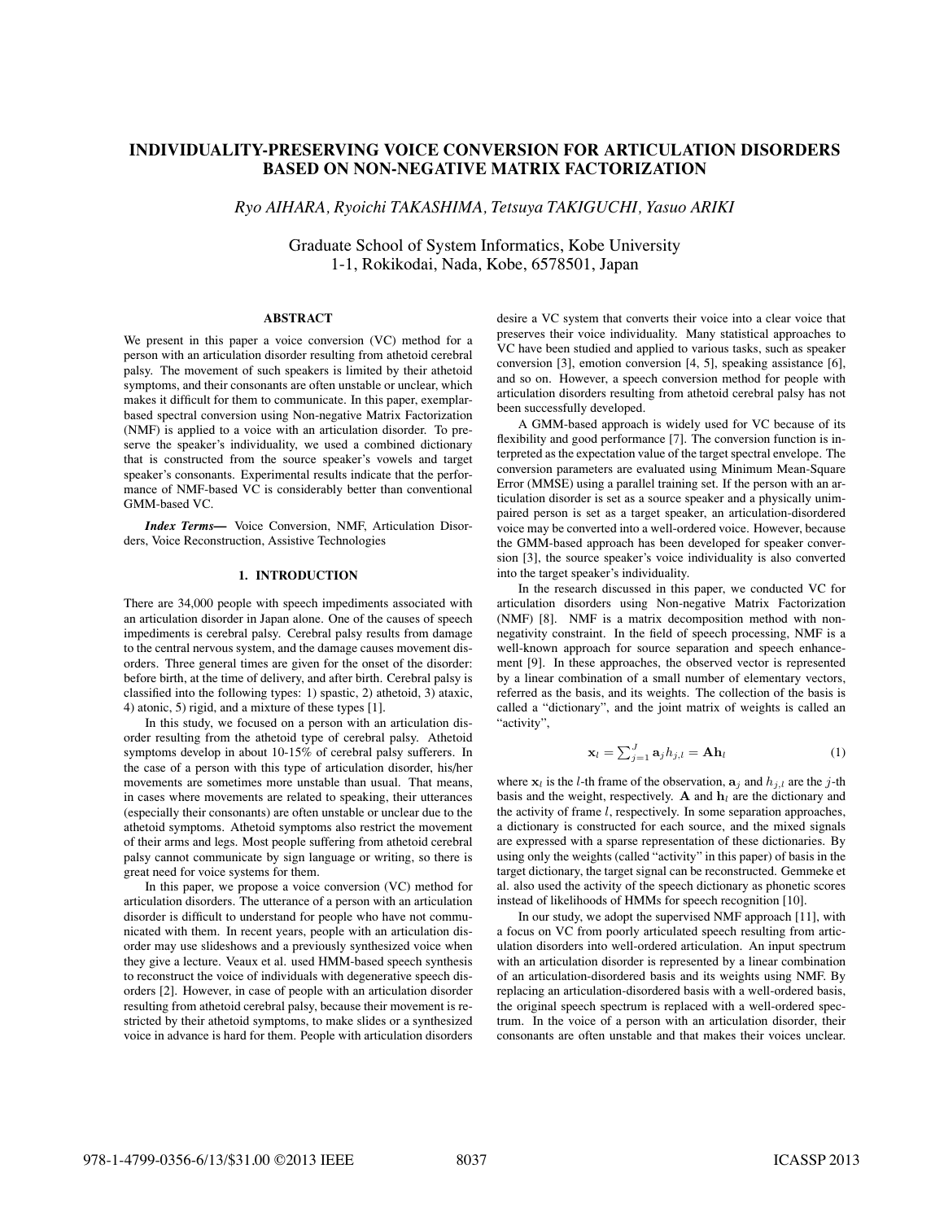# INDIVIDUALITY-PRESERVING VOICE CONVERSION FOR ARTICULATION DISORDERS BASED ON NON-NEGATIVE MATRIX FACTORIZATION

*Ryo AIHARA, Ryoichi TAKASHIMA, Tetsuya TAKIGUCHI, Yasuo ARIKI*

Graduate School of System Informatics, Kobe University
1-1, Rokikodai, Nada, Kobe, 6578501, Japan

## ABSTRACT

We present in this paper a voice conversion (VC) method for a person with an articulation disorder resulting from athetoid cerebral palsy. The movement of such speakers is limited by their athetoid symptoms, and their consonants are often unstable or unclear, which makes it difficult for them to communicate. In this paper, exemplar-based spectral conversion using Non-negative Matrix Factorization (NMF) is applied to a voice with an articulation disorder. To preserve the speaker's individuality, we used a combined dictionary that is constructed from the source speaker's vowels and target speaker's consonants. Experimental results indicate that the performance of NMF-based VC is considerably better than conventional GMM-based VC.

***Index Terms***— Voice Conversion, NMF, Articulation Disorders, Voice Reconstruction, Assistive Technologies

## 1. INTRODUCTION

There are 34,000 people with speech impediments associated with an articulation disorder in Japan alone. One of the causes of speech impediments is cerebral palsy. Cerebral palsy results from damage to the central nervous system, and the damage causes movement disorders. Three general times are given for the onset of the disorder: before birth, at the time of delivery, and after birth. Cerebral palsy is classified into the following types: 1) spastic, 2) athetoid, 3) ataxic, 4) atonic, 5) rigid, and a mixture of these types [1].

In this study, we focused on a person with an articulation disorder resulting from the athetoid type of cerebral palsy. Athetoid symptoms develop in about 10-15% of cerebral palsy sufferers. In the case of a person with this type of articulation disorder, his/her movements are sometimes more unstable than usual. That means, in cases where movements are related to speaking, their utterances (especially their consonants) are often unstable or unclear due to the athetoid symptoms. Athetoid symptoms also restrict the movement of their arms and legs. Most people suffering from athetoid cerebral palsy cannot communicate by sign language or writing, so there is great need for voice systems for them.

In this paper, we propose a voice conversion (VC) method for articulation disorders. The utterance of a person with an articulation disorder is difficult to understand for people who have not communicated with them. In recent years, people with an articulation disorder may use slideshows and a previously synthesized voice when they give a lecture. Veaux et al. used HMM-based speech synthesis to reconstruct the voice of individuals with degenerative speech disorders [2]. However, in case of people with an articulation disorder resulting from athetoid cerebral palsy, because their movement is restricted by their athetoid symptoms, to make slides or a synthesized voice in advance is hard for them. People with articulation disorders desire a VC system that converts their voice into a clear voice that preserves their voice individuality. Many statistical approaches to VC have been studied and applied to various tasks, such as speaker conversion [3], emotion conversion [4, 5], speaking assistance [6], and so on. However, a speech conversion method for people with articulation disorders resulting from athetoid cerebral palsy has not been successfully developed.

A GMM-based approach is widely used for VC because of its flexibility and good performance [7]. The conversion function is interpreted as the expectation value of the target spectral envelope. The conversion parameters are evaluated using Minimum Mean-Square Error (MMSE) using a parallel training set. If the person with an articulation disorder is set as a source speaker and a physically unimpaired person is set as a target speaker, an articulation-disordered voice may be converted into a well-ordered voice. However, because the GMM-based approach has been developed for speaker conversion [3], the source speaker's voice individuality is also converted into the target speaker's individuality.

In the research discussed in this paper, we conducted VC for articulation disorders using Non-negative Matrix Factorization (NMF) [8]. NMF is a matrix decomposition method with non-negativity constraint. In the field of speech processing, NMF is a well-known approach for source separation and speech enhancement [9]. In these approaches, the observed vector is represented by a linear combination of a small number of elementary vectors, referred as the basis, and its weights. The collection of the basis is called a "dictionary", and the joint matrix of weights is called an "activity",

$$\mathbf{x}_l = \sum_{j=1}^{J} \mathbf{a}_j h_{j,l} = \mathbf{A}\mathbf{h}_l \tag{1}$$

where $\mathbf{x}_l$ is the $l$-th frame of the observation, $\mathbf{a}_j$ and $h_{j,l}$ are the $j$-th basis and the weight, respectively. $\mathbf{A}$ and $\mathbf{h}_l$ are the dictionary and the activity of frame $l$, respectively. In some separation approaches, a dictionary is constructed for each source, and the mixed signals are expressed with a sparse representation of these dictionaries. By using only the weights (called "activity" in this paper) of basis in the target dictionary, the target signal can be reconstructed. Gemmeke et al. also used the activity of the speech dictionary as phonetic scores instead of likelihoods of HMMs for speech recognition [10].

In our study, we adopt the supervised NMF approach [11], with a focus on VC from poorly articulated speech resulting from articulation disorders into well-ordered articulation. An input spectrum with an articulation disorder is represented by a linear combination of an articulation-disordered basis and its weights using NMF. By replacing an articulation-disordered basis with a well-ordered basis, the original speech spectrum is replaced with a well-ordered spectrum. In the voice of a person with an articulation disorder, their consonants are often unstable and that makes their voices unclear.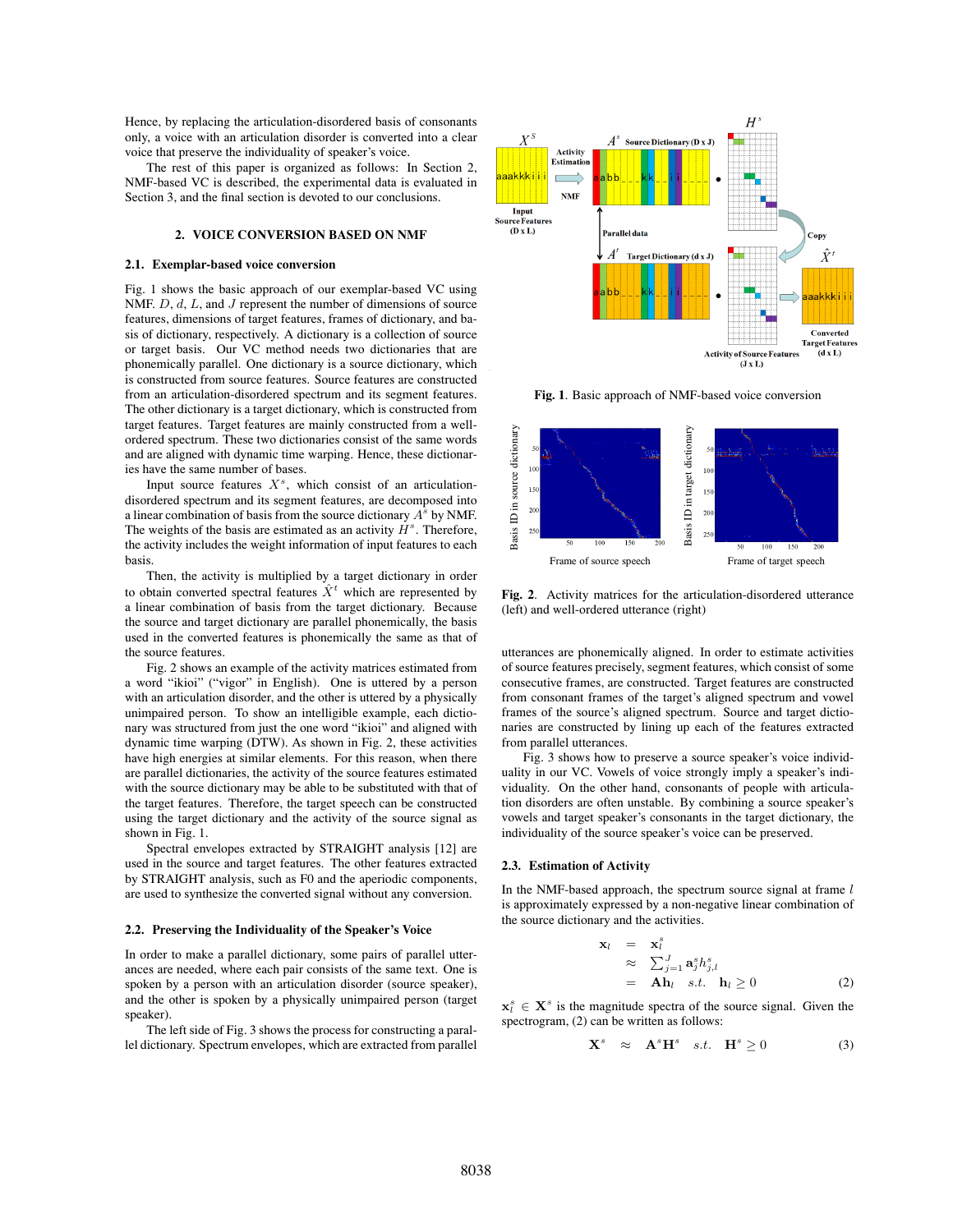Hence, by replacing the articulation-disordered basis of consonants only, a voice with an articulation disorder is converted into a clear voice that preserve the individuality of speaker's voice.

The rest of this paper is organized as follows: In Section 2, NMF-based VC is described, the experimental data is evaluated in Section 3, and the final section is devoted to our conclusions.

## 2. VOICE CONVERSION BASED ON NMF

### 2.1. Exemplar-based voice conversion

Fig. 1 shows the basic approach of our exemplar-based VC using NMF. $D$, $d$, $L$, and $J$ represent the number of dimensions of source features, dimensions of target features, frames of dictionary, and basis of dictionary, respectively. A dictionary is a collection of source or target basis. Our VC method needs two dictionaries that are phonemically parallel. One dictionary is a source dictionary, which is constructed from source features. Source features are constructed from an articulation-disordered spectrum and its segment features. The other dictionary is a target dictionary, which is constructed from target features. Target features are mainly constructed from a well-ordered spectrum. These two dictionaries consist of the same words and are aligned with dynamic time warping. Hence, these dictionaries have the same number of bases.

Input source features $X^s$, which consist of an articulation-disordered spectrum and its segment features, are decomposed into a linear combination of basis from the source dictionary $A^s$ by NMF. The weights of the basis are estimated as an activity $H^s$. Therefore, the activity includes the weight information of input features to each basis.

Then, the activity is multiplied by a target dictionary in order to obtain converted spectral features $\hat{X}^t$ which are represented by a linear combination of basis from the target dictionary. Because the source and target dictionary are parallel phonemically, the basis used in the converted features is phonemically the same as that of the source features.

Fig. 2 shows an example of the activity matrices estimated from a word "ikioi" ("vigor" in English). One is uttered by a person with an articulation disorder, and the other is uttered by a physically unimpaired person. To show an intelligible example, each dictionary was structured from just the one word "ikioi" and aligned with dynamic time warping (DTW). As shown in Fig. 2, these activities have high energies at similar elements. For this reason, when there are parallel dictionaries, the activity of the source features estimated with the source dictionary may be able to be substituted with that of the target features. Therefore, the target speech can be constructed using the target dictionary and the activity of the source signal as shown in Fig. 1.

Spectral envelopes extracted by STRAIGHT analysis [12] are used in the source and target features. The other features extracted by STRAIGHT analysis, such as F0 and the aperiodic components, are used to synthesize the converted signal without any conversion.

### 2.2. Preserving the Individuality of the Speaker's Voice

In order to make a parallel dictionary, some pairs of parallel utterances are needed, where each pair consists of the same text. One is spoken by a person with an articulation disorder (source speaker), and the other is spoken by a physically unimpaired person (target speaker).

The left side of Fig. 3 shows the process for constructing a parallel dictionary. Spectrum envelopes, which are extracted from parallel

**Fig. 1**. Basic approach of NMF-based voice conversion

**Fig. 2**. Activity matrices for the articulation-disordered utterance (left) and well-ordered utterance (right)

utterances are phonemically aligned. In order to estimate activities of source features precisely, segment features, which consist of some consecutive frames, are constructed. Target features are constructed from consonant frames of the target's aligned spectrum and vowel frames of the source's aligned spectrum. Source and target dictionaries are constructed by lining up each of the features extracted from parallel utterances.

Fig. 3 shows how to preserve a source speaker's voice individuality in our VC. Vowels of voice strongly imply a speaker's individuality. On the other hand, consonants of people with articulation disorders are often unstable. By combining a source speaker's vowels and target speaker's consonants in the target dictionary, the individuality of the source speaker's voice can be preserved.

### 2.3. Estimation of Activity

In the NMF-based approach, the spectrum source signal at frame $l$ is approximately expressed by a non-negative linear combination of the source dictionary and the activities.

$$
\begin{aligned}
\mathbf{x}_l &= \mathbf{x}_l^s \\
&\approx \sum_{j=1}^{J} \mathbf{a}_j^s h_{j,l}^s \\
&= \mathbf{A}\mathbf{h}_l \quad s.t. \quad \mathbf{h}_l \geq 0
\end{aligned} \tag{2}
$$

$\mathbf{x}_l^s \in \mathbf{X}^s$ is the magnitude spectra of the source signal. Given the spectrogram, (2) can be written as follows:

$$
\mathbf{X}^s \approx \mathbf{A}^s\mathbf{H}^s \quad s.t. \quad \mathbf{H}^s \geq 0 \tag{3}
$$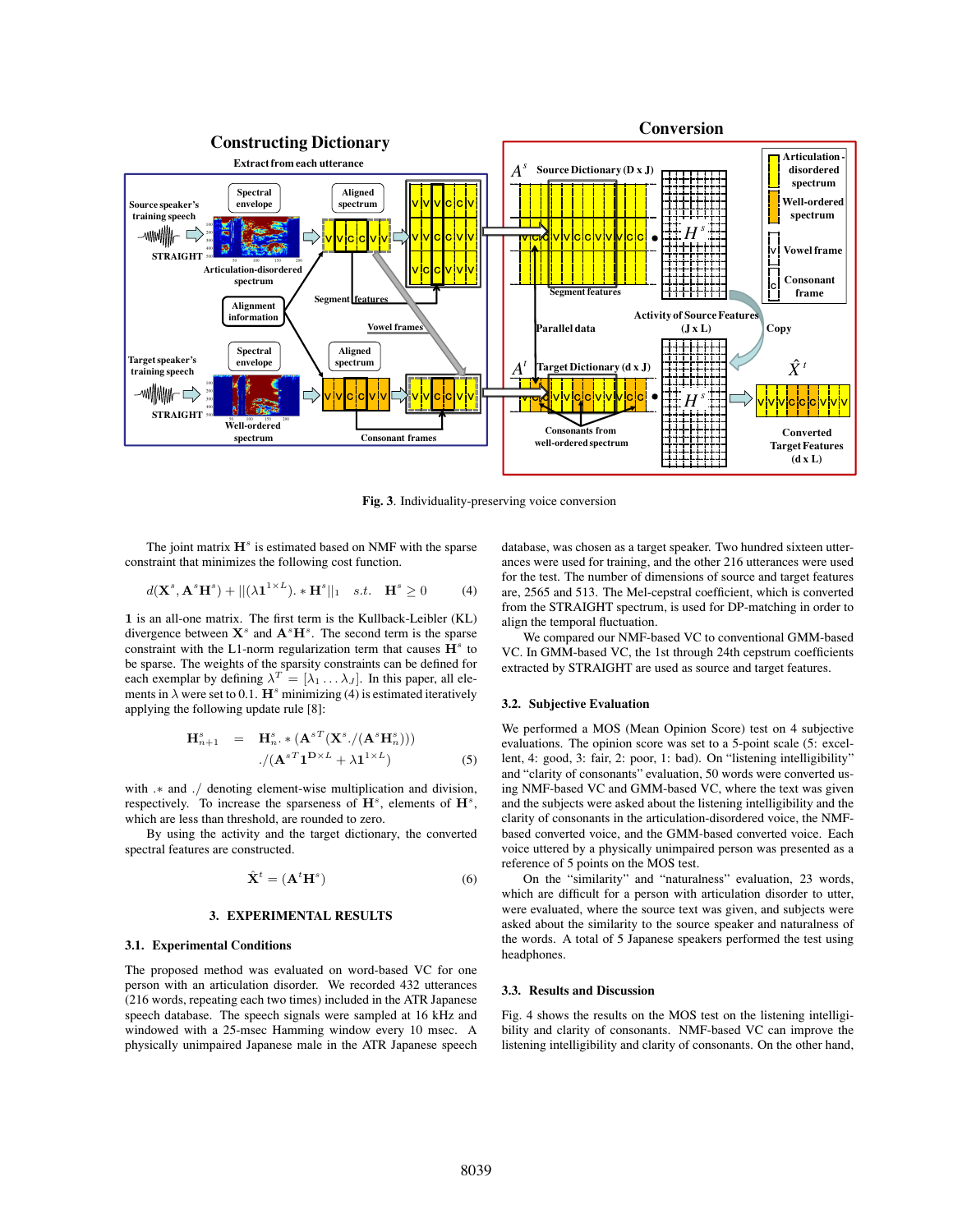Fig. 3. Individuality-preserving voice conversion

The joint matrix $\mathbf{H}^s$ is estimated based on NMF with the sparse constraint that minimizes the following cost function.

$$d(\mathbf{X}^s, \mathbf{A}^s\mathbf{H}^s) + ||(\lambda \mathbf{1}^{1\times L}).*\mathbf{H}^s||_1 \quad s.t. \quad \mathbf{H}^s \geq 0 \tag{4}$$

$\mathbf{1}$ is an all-one matrix. The first term is the Kullback-Leibler (KL) divergence between $\mathbf{X}^s$ and $\mathbf{A}^s\mathbf{H}^s$. The second term is the sparse constraint with the L1-norm regularization term that causes $\mathbf{H}^s$ to be sparse. The weights of the sparsity constraints can be defined for each exemplar by defining $\lambda^T = [\lambda_1 \ldots \lambda_J]$. In this paper, all elements in $\lambda$ were set to 0.1. $\mathbf{H}^s$ minimizing (4) is estimated iteratively applying the following update rule [8]:

$$\begin{aligned}\mathbf{H}^s_{n+1} &= \mathbf{H}^s_n .* (\mathbf{A}^{sT}(\mathbf{X}^s./(\mathbf{A}^s\mathbf{H}^s_n))) \\ &\quad ./(\mathbf{A}^{sT}\mathbf{1}^{D\times L} + \lambda \mathbf{1}^{1\times L})\end{aligned} \tag{5}$$

with $.*$ and $./$ denoting element-wise multiplication and division, respectively. To increase the sparseness of $\mathbf{H}^s$, elements of $\mathbf{H}^s$, which are less than threshold, are rounded to zero.

By using the activity and the target dictionary, the converted spectral features are constructed.

$$\hat{\mathbf{X}}^t = (\mathbf{A}^t\mathbf{H}^s) \tag{6}$$

## 3. EXPERIMENTAL RESULTS

### 3.1. Experimental Conditions

The proposed method was evaluated on word-based VC for one person with an articulation disorder. We recorded 432 utterances (216 words, repeating each two times) included in the ATR Japanese speech database. The speech signals were sampled at 16 kHz and windowed with a 25-msec Hamming window every 10 msec. A physically unimpaired Japanese male in the ATR Japanese speech database, was chosen as a target speaker. Two hundred sixteen utterances were used for training, and the other 216 utterances were used for the test. The number of dimensions of source and target features are, 2565 and 513. The Mel-cepstral coefficient, which is converted from the STRAIGHT spectrum, is used for DP-matching in order to align the temporal fluctuation.

We compared our NMF-based VC to conventional GMM-based VC. In GMM-based VC, the 1st through 24th cepstrum coefficients extracted by STRAIGHT are used as source and target features.

### 3.2. Subjective Evaluation

We performed a MOS (Mean Opinion Score) test on 4 subjective evaluations. The opinion score was set to a 5-point scale (5: excellent, 4: good, 3: fair, 2: poor, 1: bad). On "listening intelligibility" and "clarity of consonants" evaluation, 50 words were converted using NMF-based VC and GMM-based VC, where the text was given and the subjects were asked about the listening intelligibility and the clarity of consonants in the articulation-disordered voice, the NMF-based converted voice, and the GMM-based converted voice. Each voice uttered by a physically unimpaired person was presented as a reference of 5 points on the MOS test.

On the "similarity" and "naturalness" evaluation, 23 words, which are difficult for a person with articulation disorder to utter, were evaluated, where the source text was given, and subjects were asked about the similarity to the source speaker and naturalness of the words. A total of 5 Japanese speakers performed the test using headphones.

### 3.3. Results and Discussion

Fig. 4 shows the results on the MOS test on the listening intelligibility and clarity of consonants. NMF-based VC can improve the listening intelligibility and clarity of consonants. On the other hand,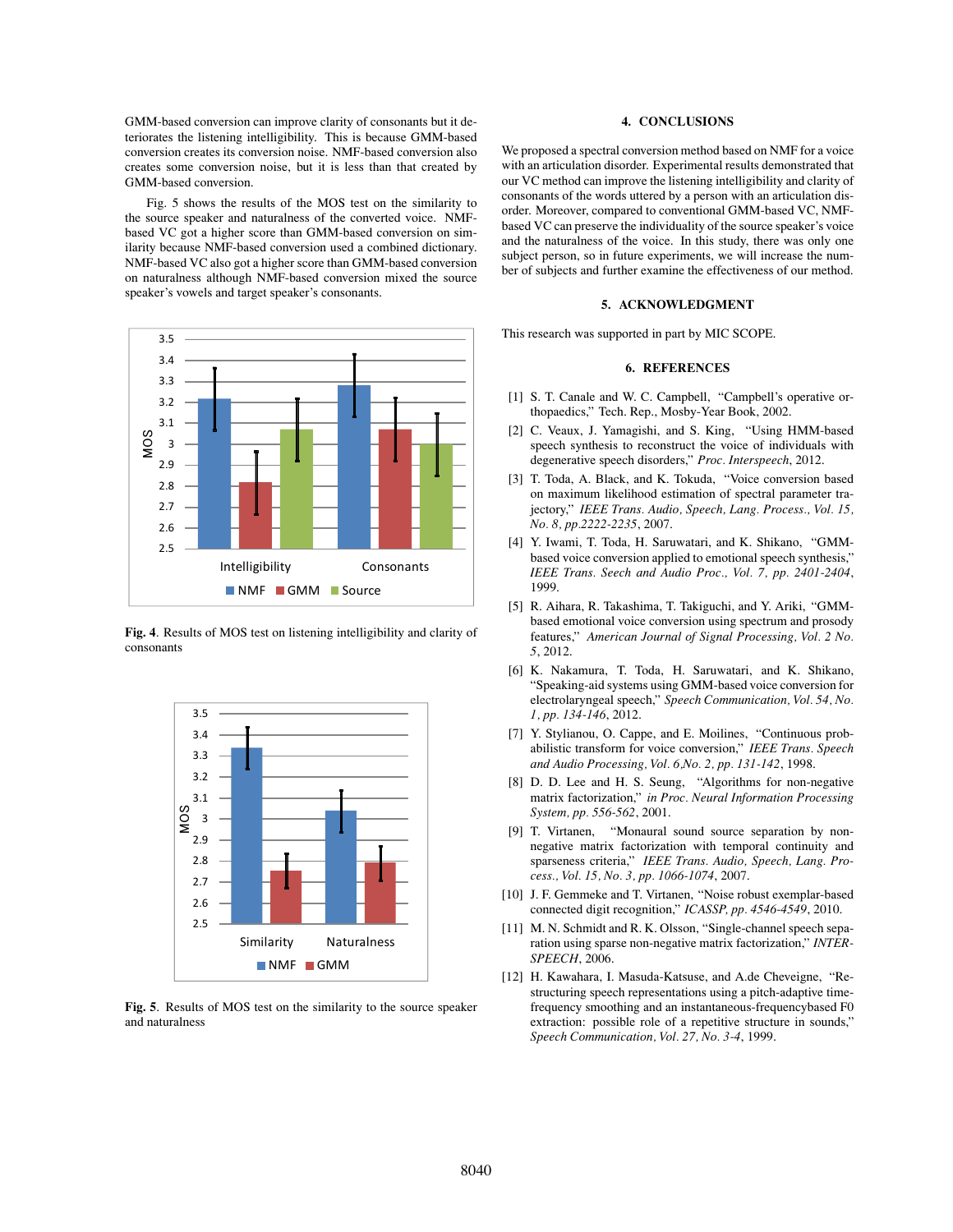GMM-based conversion can improve clarity of consonants but it deteriorates the listening intelligibility. This is because GMM-based conversion creates its conversion noise. NMF-based conversion also creates some conversion noise, but it is less than that created by GMM-based conversion.

Fig. 5 shows the results of the MOS test on the similarity to the source speaker and naturalness of the converted voice. NMF-based VC got a higher score than GMM-based conversion on similarity because NMF-based conversion used a combined dictionary. NMF-based VC also got a higher score than GMM-based conversion on naturalness although NMF-based conversion mixed the source speaker's vowels and target speaker's consonants.

3.5
3.4
3.3
3.2
3.1
3
2.9
2.8
2.7
2.6
2.5
MOS
Intelligibility
Consonants
NMF GMM Source

**Fig. 4**. Results of MOS test on listening intelligibility and clarity of consonants

3.5
3.4
3.3
3.2
3.1
3
2.9
2.8
2.7
2.6
2.5
MOS
Similarity
Naturalness
NMF GMM

**Fig. 5**. Results of MOS test on the similarity to the source speaker and naturalness

## 4. CONCLUSIONS

We proposed a spectral conversion method based on NMF for a voice with an articulation disorder. Experimental results demonstrated that our VC method can improve the listening intelligibility and clarity of consonants of the words uttered by a person with an articulation disorder. Moreover, compared to conventional GMM-based VC, NMF-based VC can preserve the individuality of the source speaker's voice and the naturalness of the voice. In this study, there was only one subject person, so in future experiments, we will increase the number of subjects and further examine the effectiveness of our method.

## 5. ACKNOWLEDGMENT

This research was supported in part by MIC SCOPE.

## 6. REFERENCES

[1] S. T. Canale and W. C. Campbell, "Campbell's operative orthopaedics," Tech. Rep., Mosby-Year Book, 2002.

[2] C. Veaux, J. Yamagishi, and S. King, "Using HMM-based speech synthesis to reconstruct the voice of individuals with degenerative speech disorders," *Proc. Interspeech*, 2012.

[3] T. Toda, A. Black, and K. Tokuda, "Voice conversion based on maximum likelihood estimation of spectral parameter trajectory," *IEEE Trans. Audio, Speech, Lang. Process., Vol. 15, No. 8, pp.2222-2235*, 2007.

[4] Y. Iwami, T. Toda, H. Saruwatari, and K. Shikano, "GMM-based voice conversion applied to emotional speech synthesis," *IEEE Trans. Seech and Audio Proc., Vol. 7, pp. 2401-2404*, 1999.

[5] R. Aihara, R. Takashima, T. Takiguchi, and Y. Ariki, "GMM-based emotional voice conversion using spectrum and prosody features," *American Journal of Signal Processing, Vol. 2 No. 5*, 2012.

[6] K. Nakamura, T. Toda, H. Saruwatari, and K. Shikano, "Speaking-aid systems using GMM-based voice conversion for electrolaryngeal speech," *Speech Communication, Vol. 54, No. 1, pp. 134-146*, 2012.

[7] Y. Stylianou, O. Cappe, and E. Moilines, "Continuous probabilistic transform for voice conversion," *IEEE Trans. Speech and Audio Processing, Vol. 6,No. 2, pp. 131-142*, 1998.

[8] D. D. Lee and H. S. Seung, "Algorithms for non-negative matrix factorization," *in Proc. Neural Information Processing System, pp. 556-562*, 2001.

[9] T. Virtanen, "Monaural sound source separation by non-negative matrix factorization with temporal continuity and sparseness criteria," *IEEE Trans. Audio, Speech, Lang. Process., Vol. 15, No. 3, pp. 1066-1074*, 2007.

[10] J. F. Gemmeke and T. Virtanen, "Noise robust exemplar-based connected digit recognition," *ICASSP, pp. 4546-4549*, 2010.

[11] M. N. Schmidt and R. K. Olsson, "Single-channel speech separation using sparse non-negative matrix factorization," *INTERSPEECH*, 2006.

[12] H. Kawahara, I. Masuda-Katsuse, and A.de Cheveigne, "Restructuring speech representations using a pitch-adaptive time-frequency smoothing and an instantaneous-frequencybased F0 extraction: possible role of a repetitive structure in sounds," *Speech Communication, Vol. 27, No. 3-4*, 1999.